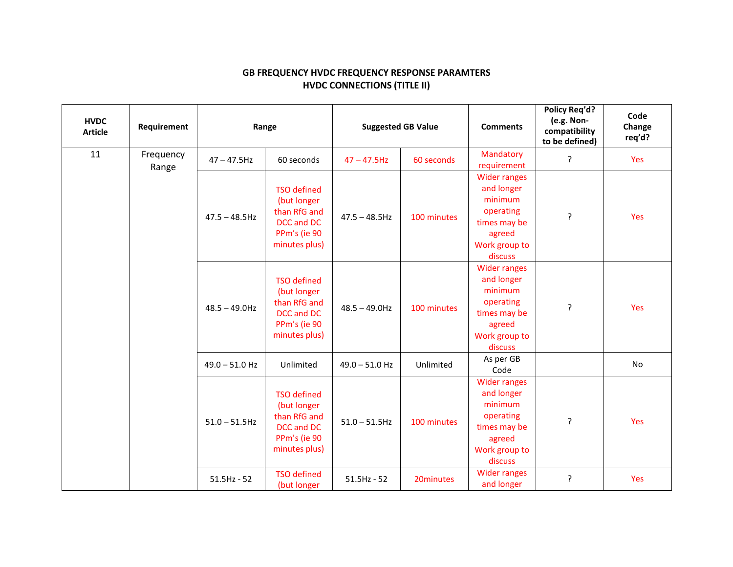**GB FREQUENCY HVDC FREQUENCY RESPONSE PARAMTERS**
**HVDC CONNECTIONS (TITLE II)**

| HVDC Article | Requirement | Range | | Suggested GB Value | | Comments | Policy Req'd? (e.g. Non-compatibility to be defined) | Code Change req'd? |
|---|---|---|---|---|---|---|---|---|
| 11 | Frequency Range | 47 – 47.5Hz | 60 seconds | 47 – 47.5Hz | 60 seconds | Mandatory requirement | ? | Yes |
| | | 47.5 – 48.5Hz | TSO defined (but longer than RfG and DCC and DC PPm's (ie 90 minutes plus) | 47.5 – 48.5Hz | 100 minutes | Wider ranges and longer minimum operating times may be agreed Work group to discuss | ? | Yes |
| | | 48.5 – 49.0Hz | TSO defined (but longer than RfG and DCC and DC PPm's (ie 90 minutes plus) | 48.5 – 49.0Hz | 100 minutes | Wider ranges and longer minimum operating times may be agreed Work group to discuss | ? | Yes |
| | | 49.0 – 51.0 Hz | Unlimited | 49.0 – 51.0 Hz | Unlimited | As per GB Code | | No |
| | | 51.0 – 51.5Hz | TSO defined (but longer than RfG and DCC and DC PPm's (ie 90 minutes plus) | 51.0 – 51.5Hz | 100 minutes | Wider ranges and longer minimum operating times may be agreed Work group to discuss | ? | Yes |
| | | 51.5Hz - 52 | TSO defined (but longer | 51.5Hz - 52 | 20minutes | Wider ranges and longer | ? | Yes |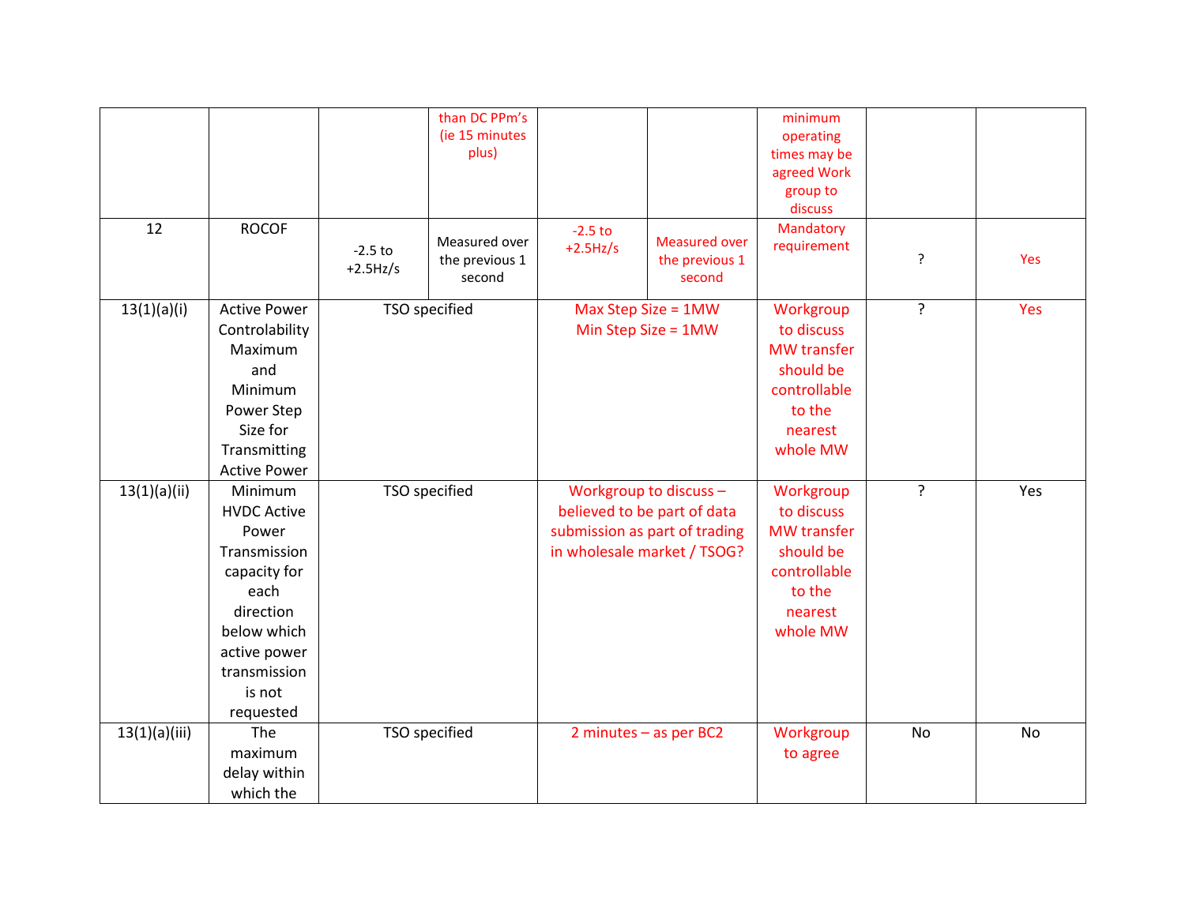| | | | | | | | | |
|---|---|---|---|---|---|---|---|---|
| | | | than DC PPm's (ie 15 minutes plus) | | | minimum operating times may be agreed Work group to discuss | | |
| 12 | ROCOF | -2.5 to +2.5Hz/s | Measured over the previous 1 second | -2.5 to +2.5Hz/s | Measured over the previous 1 second | Mandatory requirement | ? | Yes |
| 13(1)(a)(i) | Active Power Controlability Maximum and Minimum Power Step Size for Transmitting Active Power | TSO specified | | Max Step Size = 1MW Min Step Size = 1MW | | Workgroup to discuss MW transfer should be controllable to the nearest whole MW | ? | Yes |
| 13(1)(a)(ii) | Minimum HVDC Active Power Transmission capacity for each direction below which active power transmission is not requested | TSO specified | | Workgroup to discuss – believed to be part of data submission as part of trading in wholesale market / TSOG? | | Workgroup to discuss MW transfer should be controllable to the nearest whole MW | ? | Yes |
| 13(1)(a)(iii) | The maximum delay within which the | TSO specified | | 2 minutes – as per BC2 | | Workgroup to agree | No | No |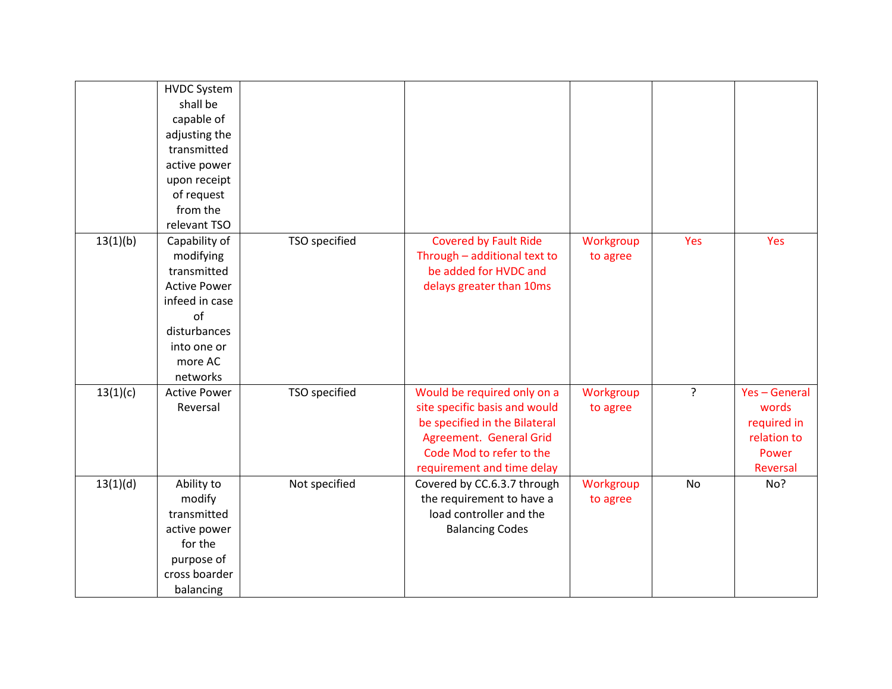| | | | | | | |
|---|---|---|---|---|---|---|
| | HVDC System shall be capable of adjusting the transmitted active power upon receipt of request from the relevant TSO | | | | | |
| 13(1)(b) | Capability of modifying transmitted Active Power infeed in case of disturbances into one or more AC networks | TSO specified | Covered by Fault Ride Through – additional text to be added for HVDC and delays greater than 10ms | Workgroup to agree | Yes | Yes |
| 13(1)(c) | Active Power Reversal | TSO specified | Would be required only on a site specific basis and would be specified in the Bilateral Agreement. General Grid Code Mod to refer to the requirement and time delay | Workgroup to agree | ? | Yes – General words required in relation to Power Reversal |
| 13(1)(d) | Ability to modify transmitted active power for the purpose of cross boarder balancing | Not specified | Covered by CC.6.3.7 through the requirement to have a load controller and the Balancing Codes | Workgroup to agree | No | No? |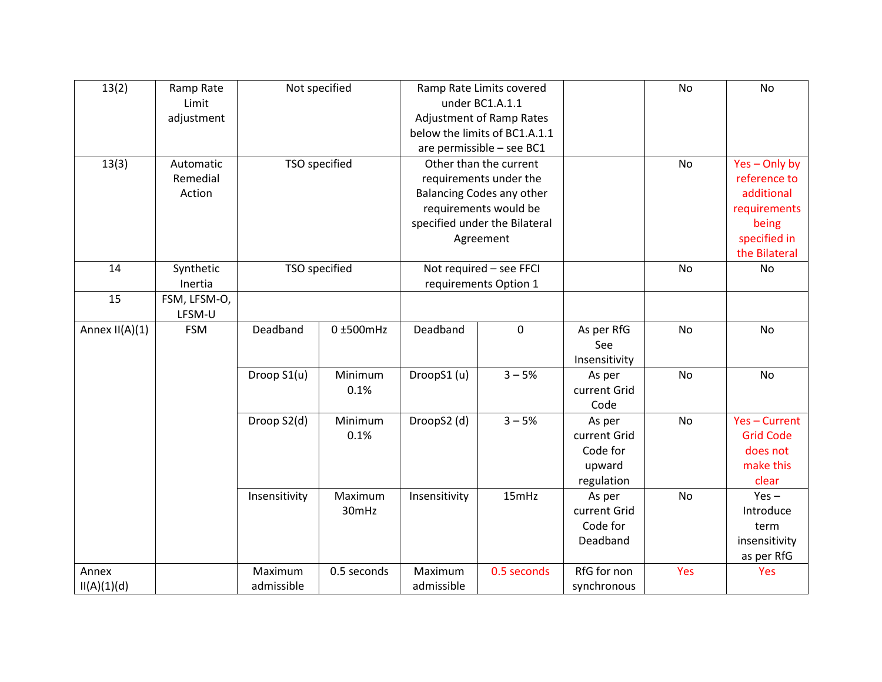| | | | | | | | | |
|---|---|---|---|---|---|---|---|---|
| 13(2) | Ramp Rate Limit adjustment | Not specified | | Ramp Rate Limits covered under BC1.A.1.1 Adjustment of Ramp Rates below the limits of BC1.A.1.1 are permissible – see BC1 | | | No | No |
| 13(3) | Automatic Remedial Action | TSO specified | | Other than the current requirements under the Balancing Codes any other requirements would be specified under the Bilateral Agreement | | | No | Yes – Only by reference to additional requirements being specified in the Bilateral |
| 14 | Synthetic Inertia | TSO specified | | Not required – see FFCI requirements Option 1 | | | No | No |
| 15 | FSM, LFSM-O, LFSM-U | | | | | | | |
| Annex II(A)(1) | FSM | Deadband | 0 ±500mHz | Deadband | 0 | As per RfG See Insensitivity | No | No |
| | | Droop S1(u) | Minimum 0.1% | DroopS1 (u) | 3 – 5% | As per current Grid Code | No | No |
| | | Droop S2(d) | Minimum 0.1% | DroopS2 (d) | 3 – 5% | As per current Grid Code for upward regulation | No | Yes – Current Grid Code does not make this clear |
| | | Insensitivity | Maximum 30mHz | Insensitivity | 15mHz | As per current Grid Code for Deadband | No | Yes – Introduce term insensitivity as per RfG |
| Annex II(A)(1)(d) | | Maximum admissible | 0.5 seconds | Maximum admissible | 0.5 seconds | RfG for non synchronous | Yes | Yes |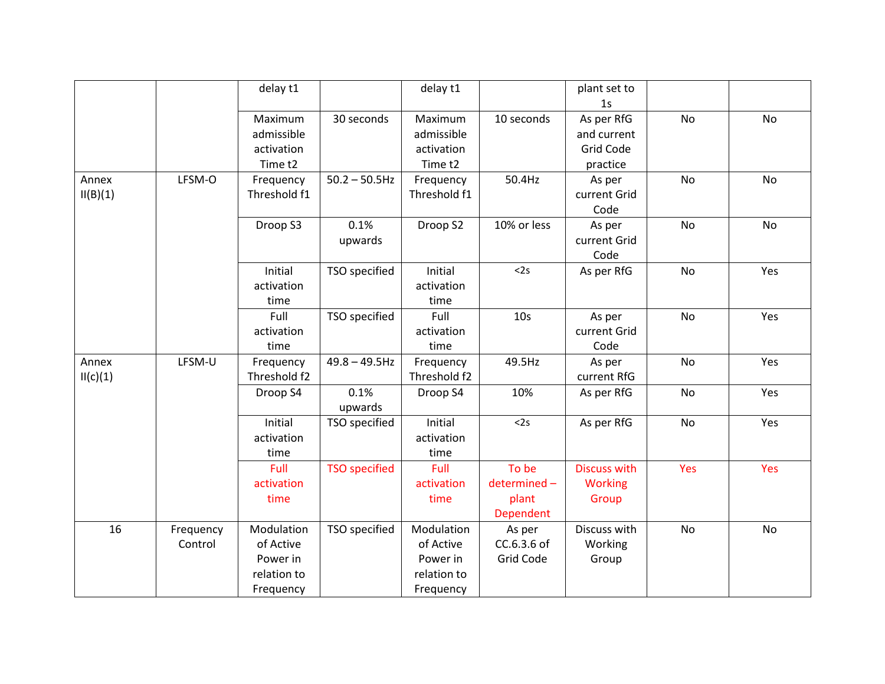| | | delay t1 | | delay t1 | | plant set to 1s | | |
|---|---|---|---|---|---|---|---|---|
| | | Maximum admissible activation Time t2 | 30 seconds | Maximum admissible activation Time t2 | 10 seconds | As per RfG and current Grid Code practice | No | No |
| Annex II(B)(1) | LFSM-O | Frequency Threshold f1 | 50.2 – 50.5Hz | Frequency Threshold f1 | 50.4Hz | As per current Grid Code | No | No |
| | | Droop S3 | 0.1% upwards | Droop S2 | 10% or less | As per current Grid Code | No | No |
| | | Initial activation time | TSO specified | Initial activation time | <2s | As per RfG | No | Yes |
| | | Full activation time | TSO specified | Full activation time | 10s | As per current Grid Code | No | Yes |
| Annex II(c)(1) | LFSM-U | Frequency Threshold f2 | 49.8 – 49.5Hz | Frequency Threshold f2 | 49.5Hz | As per current RfG | No | Yes |
| | | Droop S4 | 0.1% upwards | Droop S4 | 10% | As per RfG | No | Yes |
| | | Initial activation time | TSO specified | Initial activation time | <2s | As per RfG | No | Yes |
| | | Full activation time | TSO specified | Full activation time | To be determined – plant Dependent | Discuss with Working Group | Yes | Yes |
| 16 | Frequency Control | Modulation of Active Power in relation to Frequency | TSO specified | Modulation of Active Power in relation to Frequency | As per CC.6.3.6 of Grid Code | Discuss with Working Group | No | No |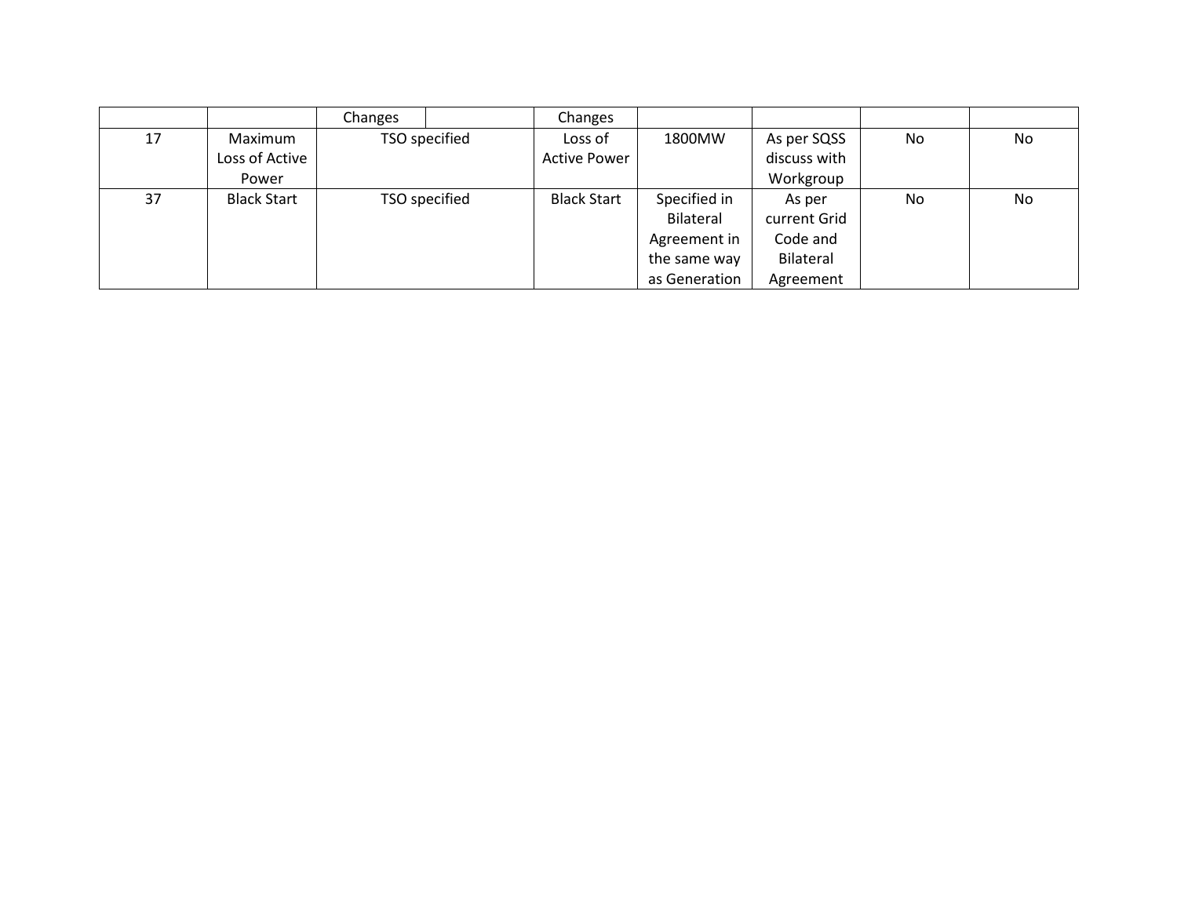| | | | | | | | | |
|---|---|---|---|---|---|---|---|---|
| | | Changes | | Changes | | | | |
| 17 | Maximum Loss of Active Power | TSO specified | | Loss of Active Power | 1800MW | As per SQSS discuss with Workgroup | No | No |
| 37 | Black Start | TSO specified | | Black Start | Specified in Bilateral Agreement in the same way as Generation | As per current Grid Code and Bilateral Agreement | No | No |